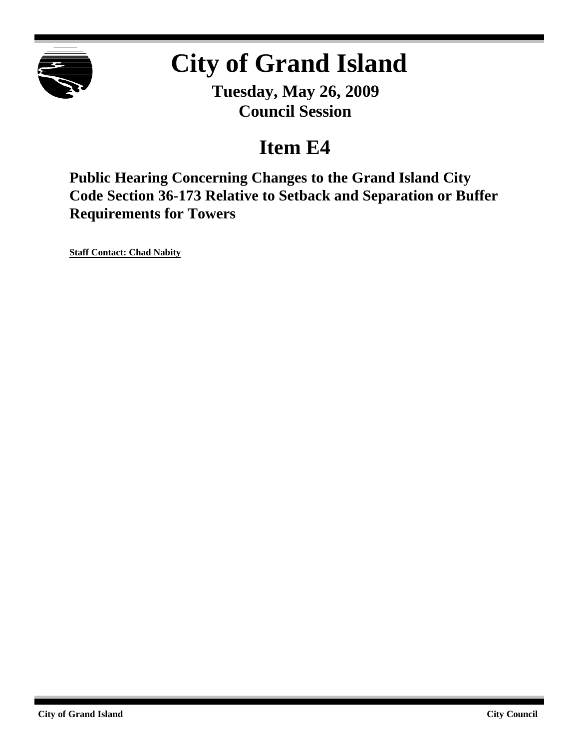# City of Grand Island

**Tuesday, May 26, 2009**
**Council Session**

## Item E4

### Public Hearing Concerning Changes to the Grand Island City Code Section 36-173 Relative to Setback and Separation or Buffer Requirements for Towers

**Staff Contact: Chad Nabity**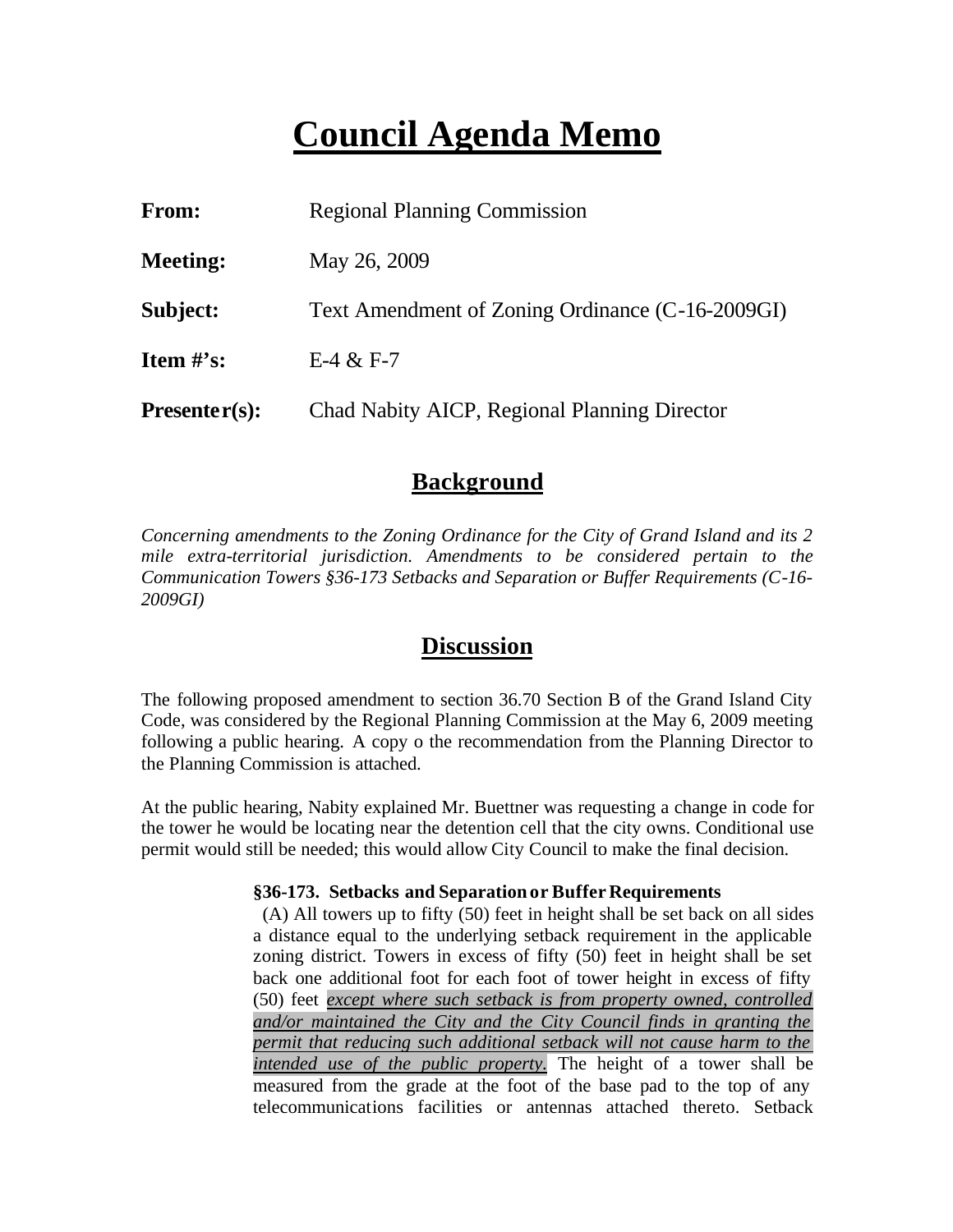# Council Agenda Memo

**From:** Regional Planning Commission

**Meeting:** May 26, 2009

**Subject:** Text Amendment of Zoning Ordinance (C-16-2009GI)

**Item #'s:** E-4 & F-7

**Presenter(s):** Chad Nabity AICP, Regional Planning Director

## Background

*Concerning amendments to the Zoning Ordinance for the City of Grand Island and its 2 mile extra-territorial jurisdiction. Amendments to be considered pertain to the Communication Towers §36-173 Setbacks and Separation or Buffer Requirements (C-16-2009GI)*

## Discussion

The following proposed amendment to section 36.70 Section B of the Grand Island City Code, was considered by the Regional Planning Commission at the May 6, 2009 meeting following a public hearing. A copy o the recommendation from the Planning Director to the Planning Commission is attached.

At the public hearing, Nabity explained Mr. Buettner was requesting a change in code for the tower he would be locating near the detention cell that the city owns. Conditional use permit would still be needed; this would allow City Council to make the final decision.

> **§36-173. Setbacks and Separation or Buffer Requirements**
>
> (A) All towers up to fifty (50) feet in height shall be set back on all sides a distance equal to the underlying setback requirement in the applicable zoning district. Towers in excess of fifty (50) feet in height shall be set back one additional foot for each foot of tower height in excess of fifty (50) feet ***except where such setback is from property owned, controlled and/or maintained the City and the City Council finds in granting the permit that reducing such additional setback will not cause harm to the intended use of the public property.*** The height of a tower shall be measured from the grade at the foot of the base pad to the top of any telecommunications facilities or antennas attached thereto. Setback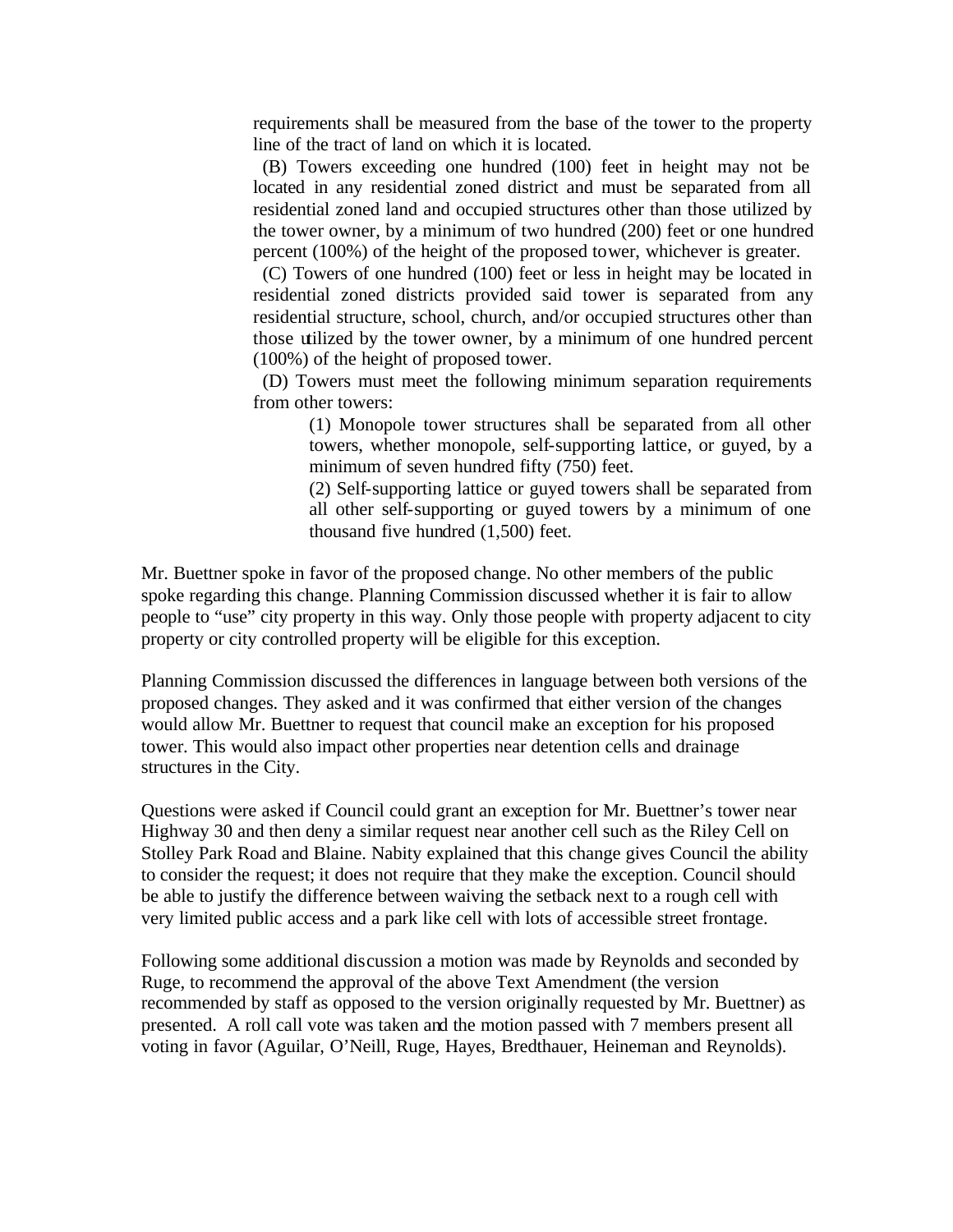requirements shall be measured from the base of the tower to the property line of the tract of land on which it is located.

(B) Towers exceeding one hundred (100) feet in height may not be located in any residential zoned district and must be separated from all residential zoned land and occupied structures other than those utilized by the tower owner, by a minimum of two hundred (200) feet or one hundred percent (100%) of the height of the proposed tower, whichever is greater.

(C) Towers of one hundred (100) feet or less in height may be located in residential zoned districts provided said tower is separated from any residential structure, school, church, and/or occupied structures other than those utilized by the tower owner, by a minimum of one hundred percent (100%) of the height of proposed tower.

(D) Towers must meet the following minimum separation requirements from other towers:

(1) Monopole tower structures shall be separated from all other towers, whether monopole, self-supporting lattice, or guyed, by a minimum of seven hundred fifty (750) feet.

(2) Self-supporting lattice or guyed towers shall be separated from all other self-supporting or guyed towers by a minimum of one thousand five hundred (1,500) feet.

Mr. Buettner spoke in favor of the proposed change. No other members of the public spoke regarding this change. Planning Commission discussed whether it is fair to allow people to "use" city property in this way. Only those people with property adjacent to city property or city controlled property will be eligible for this exception.

Planning Commission discussed the differences in language between both versions of the proposed changes. They asked and it was confirmed that either version of the changes would allow Mr. Buettner to request that council make an exception for his proposed tower. This would also impact other properties near detention cells and drainage structures in the City.

Questions were asked if Council could grant an exception for Mr. Buettner's tower near Highway 30 and then deny a similar request near another cell such as the Riley Cell on Stolley Park Road and Blaine. Nabity explained that this change gives Council the ability to consider the request; it does not require that they make the exception. Council should be able to justify the difference between waiving the setback next to a rough cell with very limited public access and a park like cell with lots of accessible street frontage.

Following some additional discussion a motion was made by Reynolds and seconded by Ruge, to recommend the approval of the above Text Amendment (the version recommended by staff as opposed to the version originally requested by Mr. Buettner) as presented. A roll call vote was taken and the motion passed with 7 members present all voting in favor (Aguilar, O'Neill, Ruge, Hayes, Bredthauer, Heineman and Reynolds).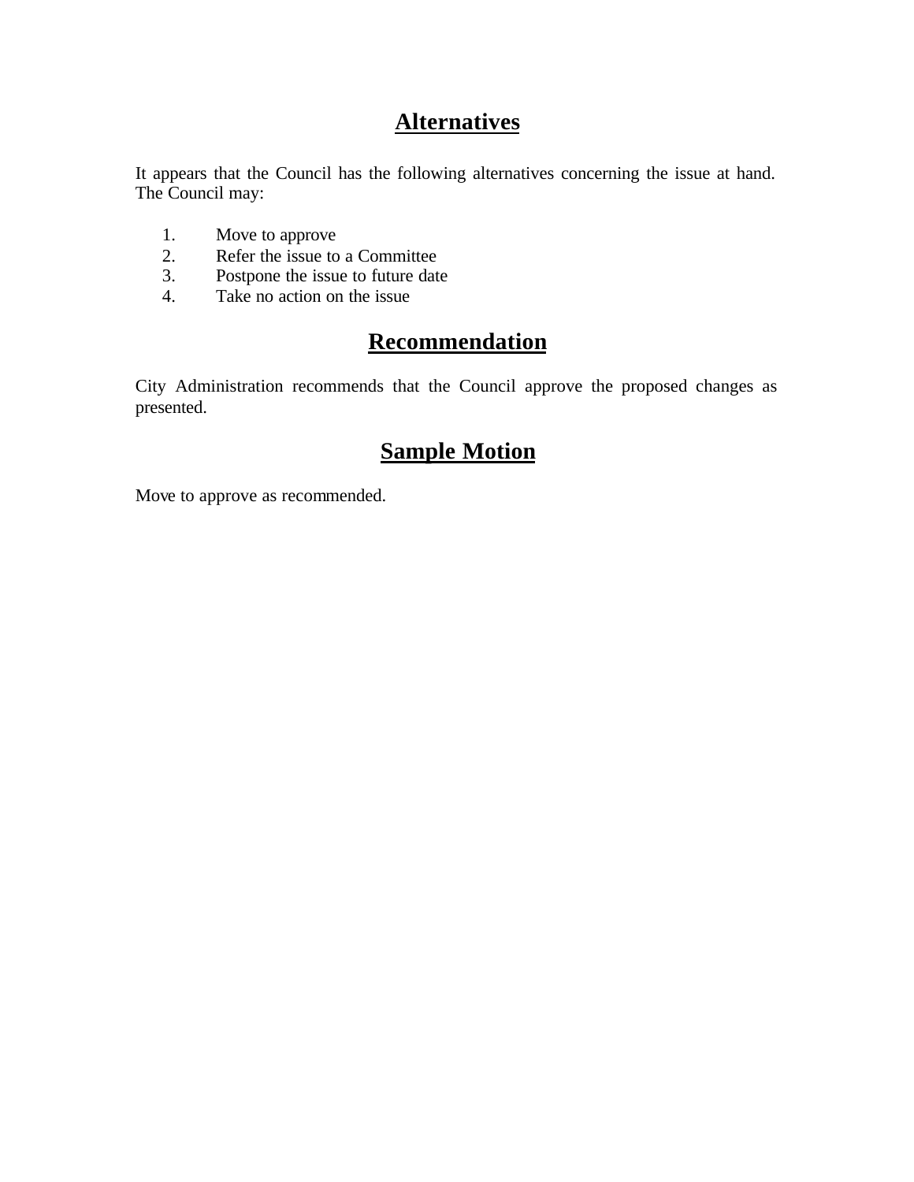## Alternatives

It appears that the Council has the following alternatives concerning the issue at hand. The Council may:

1. Move to approve
2. Refer the issue to a Committee
3. Postpone the issue to future date
4. Take no action on the issue

## Recommendation

City Administration recommends that the Council approve the proposed changes as presented.

## Sample Motion

Move to approve as recommended.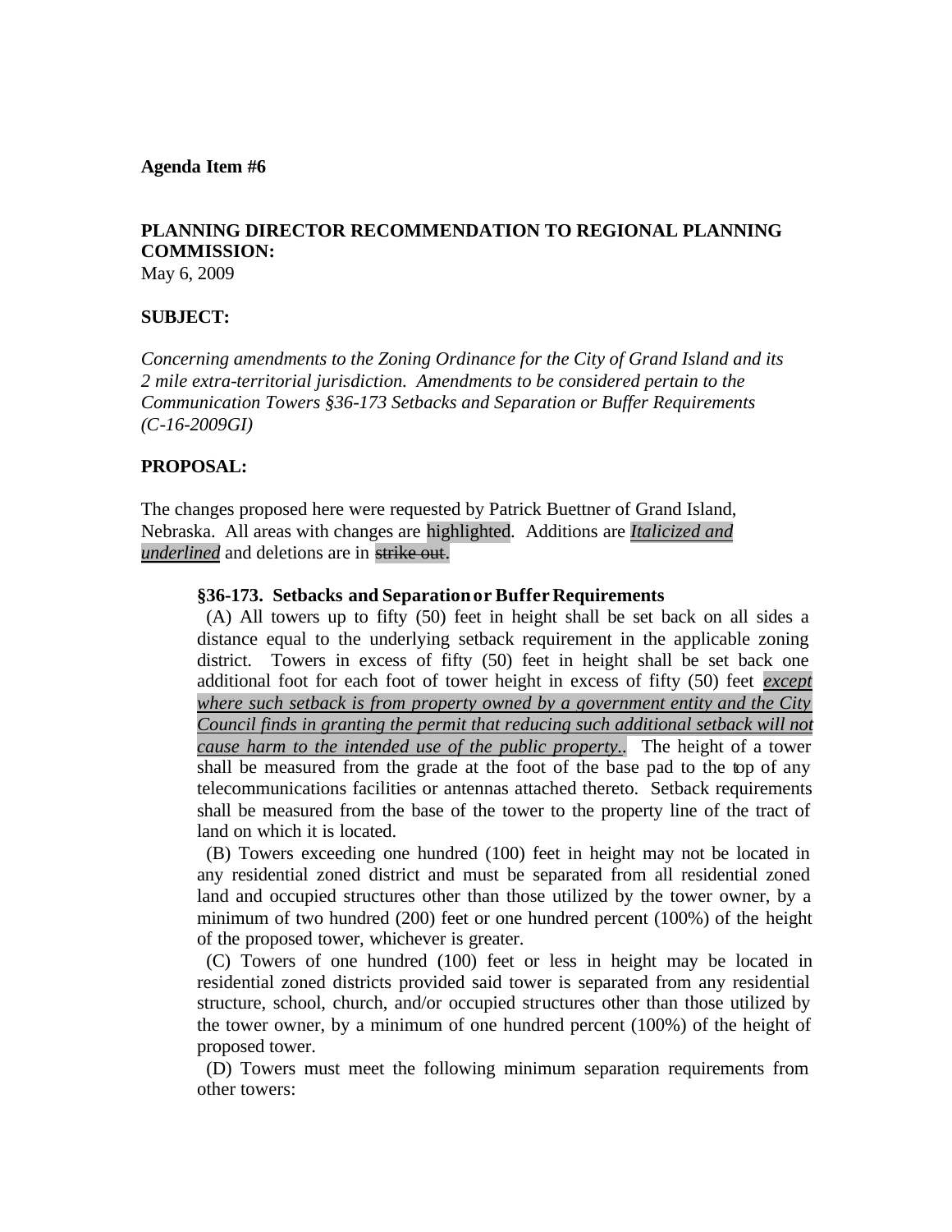**Agenda Item #6**

**PLANNING DIRECTOR RECOMMENDATION TO REGIONAL PLANNING COMMISSION:**
May 6, 2009

**SUBJECT:**

*Concerning amendments to the Zoning Ordinance for the City of Grand Island and its 2 mile extra-territorial jurisdiction. Amendments to be considered pertain to the Communication Towers §36-173 Setbacks and Separation or Buffer Requirements (C-16-2009GI)*

**PROPOSAL:**

The changes proposed here were requested by Patrick Buettner of Grand Island, Nebraska. All areas with changes are highlighted. Additions are <u>*Italicized and underlined*</u> and deletions are in ~~strike out~~.

**§36-173. Setbacks and Separation or Buffer Requirements**

(A) All towers up to fifty (50) feet in height shall be set back on all sides a distance equal to the underlying setback requirement in the applicable zoning district. Towers in excess of fifty (50) feet in height shall be set back one additional foot for each foot of tower height in excess of fifty (50) feet <u>*except where such setback is from property owned by a government entity and the City Council finds in granting the permit that reducing such additional setback will not cause harm to the intended use of the public property.*</u>. The height of a tower shall be measured from the grade at the foot of the base pad to the top of any telecommunications facilities or antennas attached thereto. Setback requirements shall be measured from the base of the tower to the property line of the tract of land on which it is located.

(B) Towers exceeding one hundred (100) feet in height may not be located in any residential zoned district and must be separated from all residential zoned land and occupied structures other than those utilized by the tower owner, by a minimum of two hundred (200) feet or one hundred percent (100%) of the height of the proposed tower, whichever is greater.

(C) Towers of one hundred (100) feet or less in height may be located in residential zoned districts provided said tower is separated from any residential structure, school, church, and/or occupied structures other than those utilized by the tower owner, by a minimum of one hundred percent (100%) of the height of proposed tower.

(D) Towers must meet the following minimum separation requirements from other towers: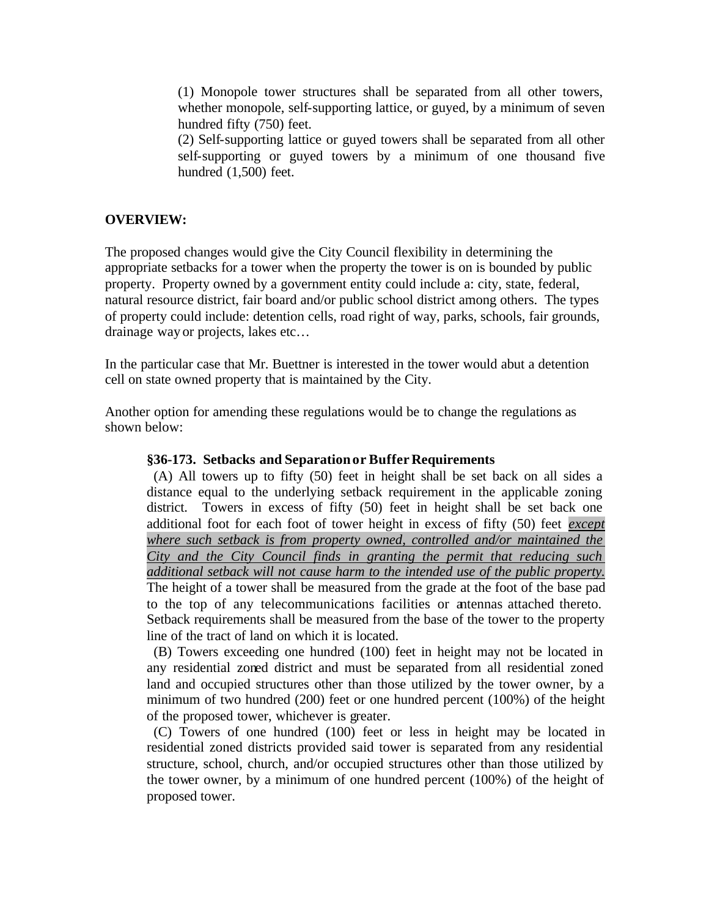(1) Monopole tower structures shall be separated from all other towers, whether monopole, self-supporting lattice, or guyed, by a minimum of seven hundred fifty (750) feet.

(2) Self-supporting lattice or guyed towers shall be separated from all other self-supporting or guyed towers by a minimum of one thousand five hundred (1,500) feet.

**OVERVIEW:**

The proposed changes would give the City Council flexibility in determining the appropriate setbacks for a tower when the property the tower is on is bounded by public property. Property owned by a government entity could include a: city, state, federal, natural resource district, fair board and/or public school district among others. The types of property could include: detention cells, road right of way, parks, schools, fair grounds, drainage way or projects, lakes etc…

In the particular case that Mr. Buettner is interested in the tower would abut a detention cell on state owned property that is maintained by the City.

Another option for amending these regulations would be to change the regulations as shown below:

**§36-173. Setbacks and Separation or Buffer Requirements**

(A) All towers up to fifty (50) feet in height shall be set back on all sides a distance equal to the underlying setback requirement in the applicable zoning district. Towers in excess of fifty (50) feet in height shall be set back one additional foot for each foot of tower height in excess of fifty (50) feet *<u>except where such setback is from property owned, controlled and/or maintained the City and the City Council finds in granting the permit that reducing such additional setback will not cause harm to the intended use of the public property.</u>* The height of a tower shall be measured from the grade at the foot of the base pad to the top of any telecommunications facilities or antennas attached thereto. Setback requirements shall be measured from the base of the tower to the property line of the tract of land on which it is located.

(B) Towers exceeding one hundred (100) feet in height may not be located in any residential zoned district and must be separated from all residential zoned land and occupied structures other than those utilized by the tower owner, by a minimum of two hundred (200) feet or one hundred percent (100%) of the height of the proposed tower, whichever is greater.

(C) Towers of one hundred (100) feet or less in height may be located in residential zoned districts provided said tower is separated from any residential structure, school, church, and/or occupied structures other than those utilized by the tower owner, by a minimum of one hundred percent (100%) of the height of proposed tower.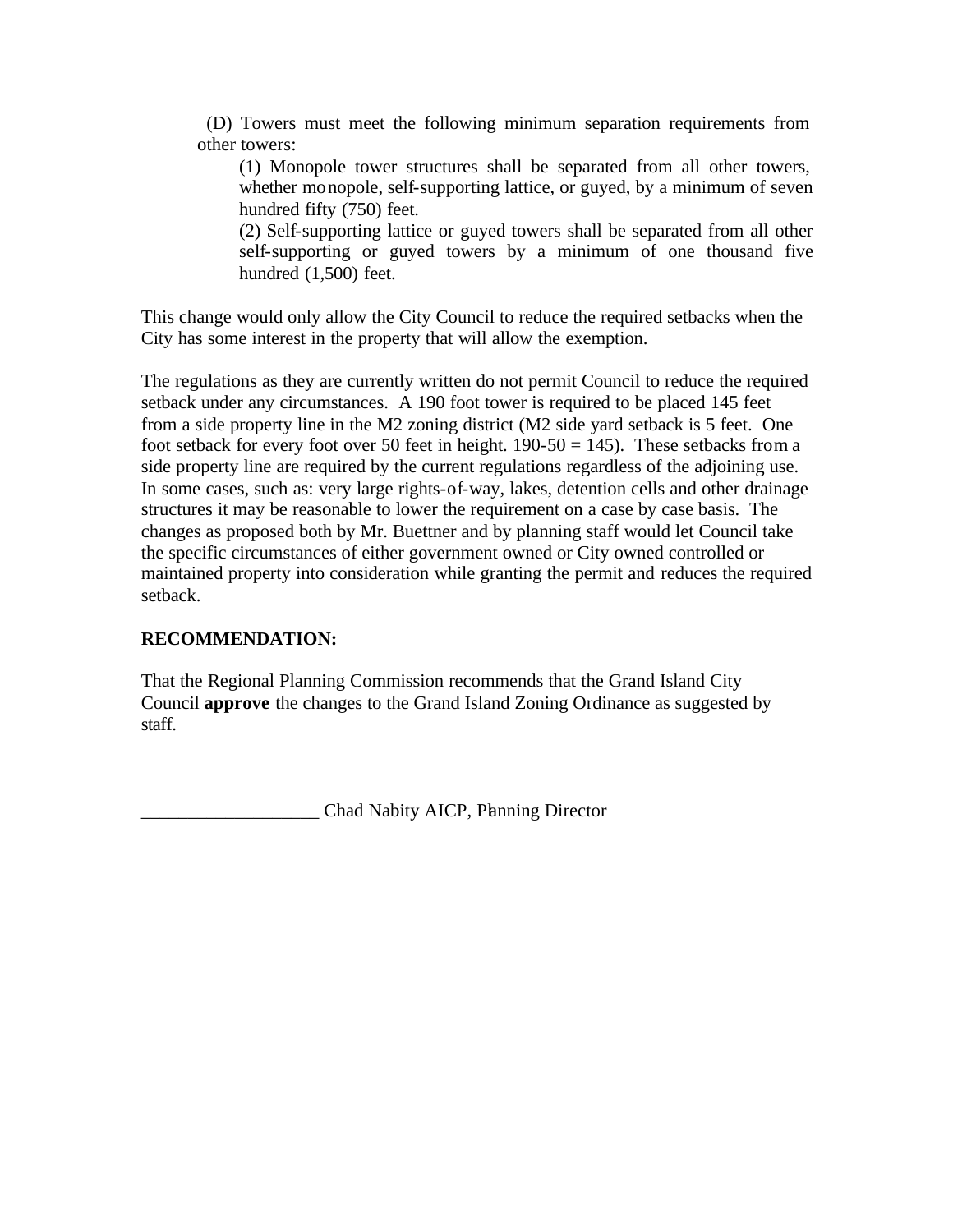(D) Towers must meet the following minimum separation requirements from other towers:

(1) Monopole tower structures shall be separated from all other towers, whether monopole, self-supporting lattice, or guyed, by a minimum of seven hundred fifty (750) feet.

(2) Self-supporting lattice or guyed towers shall be separated from all other self-supporting or guyed towers by a minimum of one thousand five hundred (1,500) feet.

This change would only allow the City Council to reduce the required setbacks when the City has some interest in the property that will allow the exemption.

The regulations as they are currently written do not permit Council to reduce the required setback under any circumstances. A 190 foot tower is required to be placed 145 feet from a side property line in the M2 zoning district (M2 side yard setback is 5 feet. One foot setback for every foot over 50 feet in height. 190-50 = 145). These setbacks from a side property line are required by the current regulations regardless of the adjoining use. In some cases, such as: very large rights-of-way, lakes, detention cells and other drainage structures it may be reasonable to lower the requirement on a case by case basis. The changes as proposed both by Mr. Buettner and by planning staff would let Council take the specific circumstances of either government owned or City owned controlled or maintained property into consideration while granting the permit and reduces the required setback.

**RECOMMENDATION:**

That the Regional Planning Commission recommends that the Grand Island City Council **approve** the changes to the Grand Island Zoning Ordinance as suggested by staff.

___________________ Chad Nabity AICP, Planning Director